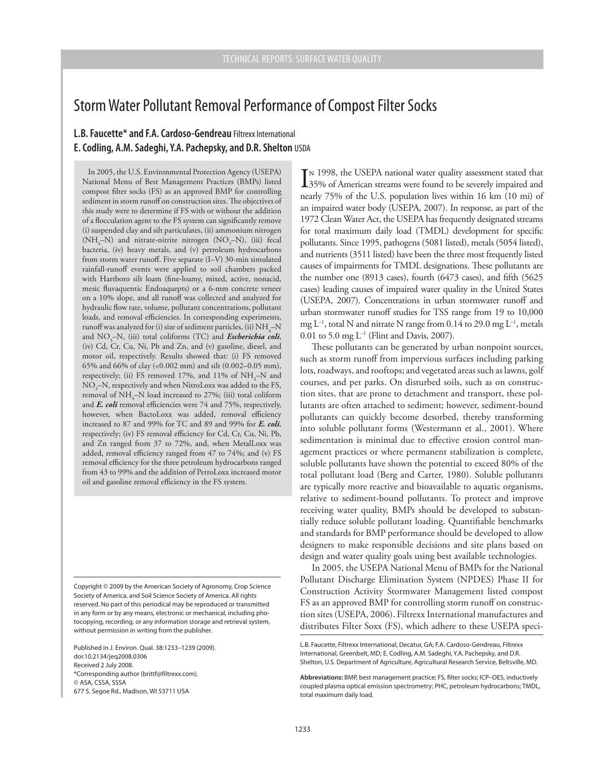TECHNICAL REPORTS: SURFACE WATER QUALITY

# Storm Water Pollutant Removal Performance of Compost Filter Socks

**L.B. Faucette\* and F.A. Cardoso-Gendreau** Filtrexx International
**E. Codling, A.M. Sadeghi, Y.A. Pachepsky, and D.R. Shelton** USDA

In 2005, the U.S. Environmental Protection Agency (USEPA) National Menu of Best Management Practices (BMPs) listed compost filter socks (FS) as an approved BMP for controlling sediment in storm runoff on construction sites. The objectives of this study were to determine if FS with or without the addition of a flocculation agent to the FS system can significantly remove (i) suspended clay and silt particulates, (ii) ammonium nitrogen ($NH_4$–N) and nitrate-nitrite nitrogen ($NO_3$–N), (iii) fecal bacteria, (iv) heavy metals, and (v) petroleum hydrocarbons from storm water runoff. Five separate (I–V) 30-min simulated rainfall-runoff events were applied to soil chambers packed with Hartboro silt loam (fine-loamy, mixed, active, nonacid, mesic fluvaquentic Endoaquepts) or a 6-mm concrete veneer on a 10% slope, and all runoff was collected and analyzed for hydraulic flow rate, volume, pollutant concentrations, pollutant loads, and removal efficiencies. In corresponding experiments, runoff was analyzed for (i) size of sediment particles, (ii) $NH_4$–N and $NO_3$–N, (iii) total coliforms (TC) and ***Escherichia coli***, (iv) Cd, Cr, Cu, Ni, Pb and Zn, and (v) gasoline, diesel, and motor oil, respectively. Results showed that: (i) FS removed 65% and 66% of clay (<0.002 mm) and silt (0.002–0.05 mm), respectively; (ii) FS removed 17%, and 11% of $NH_4$–N and $NO_3$–N, respectively and when NitroLoxx was added to the FS, removal of $NH_4$–N load increased to 27%; (iii) total coliform and ***E. coli*** removal efficiencies were 74 and 75%, respectively, however, when BactoLoxx was added, removal efficiency increased to 87 and 99% for TC and 89 and 99% for ***E. coli***, respectively; (iv) FS removal efficiency for Cd, Cr, Cu, Ni, Pb, and Zn ranged from 37 to 72%, and, when MetalLoxx was added, removal efficiency ranged from 47 to 74%; and (v) FS removal efficiency for the three petroleum hydrocarbons ranged from 43 to 99% and the addition of PetroLoxx increased motor oil and gasoline removal efficiency in the FS system.

Copyright © 2009 by the American Society of Agronomy, Crop Science Society of America, and Soil Science Society of America. All rights reserved. No part of this periodical may be reproduced or transmitted in any form or by any means, electronic or mechanical, including photocopying, recording, or any information storage and retrieval system, without permission in writing from the publisher.

Published in J. Environ. Qual. 38:1233–1239 (2009).
doi:10.2134/jeq2008.0306
Received 2 July 2008.
\*Corresponding author (brittf@filtrexx.com).
© ASA, CSSA, SSSA
677 S. Segoe Rd., Madison, WI 53711 USA

In 1998, the USEPA national water quality assessment stated that 35% of American streams were found to be severely impaired and nearly 75% of the U.S. population lives within 16 km (10 mi) of an impaired water body (USEPA, 2007). In response, as part of the 1972 Clean Water Act, the USEPA has frequently designated streams for total maximum daily load (TMDL) development for specific pollutants. Since 1995, pathogens (5081 listed), metals (5054 listed), and nutrients (3511 listed) have been the three most frequently listed causes of impairments for TMDL designations. These pollutants are the number one (8913 cases), fourth (6473 cases), and fifth (5625 cases) leading causes of impaired water quality in the United States (USEPA, 2007). Concentrations in urban stormwater runoff and urban stormwater runoff studies for TSS range from 19 to 10,000 mg $L^{-1}$, total N and nitrate N range from 0.14 to 29.0 mg $L^{-1}$, metals 0.01 to 5.0 mg $L^{-1}$ (Flint and Davis, 2007).

These pollutants can be generated by urban nonpoint sources, such as storm runoff from impervious surfaces including parking lots, roadways, and rooftops; and vegetated areas such as lawns, golf courses, and pet parks. On disturbed soils, such as on construction sites, that are prone to detachment and transport, these pollutants are often attached to sediment; however, sediment-bound pollutants can quickly become desorbed, thereby transforming into soluble pollutant forms (Westermann et al., 2001). Where sedimentation is minimal due to effective erosion control management practices or where permanent stabilization is complete, soluble pollutants have shown the potential to exceed 80% of the total pollutant load (Berg and Carter, 1980). Soluble pollutants are typically more reactive and bioavailable to aquatic organisms, relative to sediment-bound pollutants. To protect and improve receiving water quality, BMPs should be developed to substantially reduce soluble pollutant loading. Quantifiable benchmarks and standards for BMP performance should be developed to allow designers to make responsible decisions and site plans based on design and water quality goals using best available technologies.

In 2005, the USEPA National Menu of BMPs for the National Pollutant Discharge Elimination System (NPDES) Phase II for Construction Activity Stormwater Management listed compost FS as an approved BMP for controlling storm runoff on construction sites (USEPA, 2006). Filtrexx International manufactures and distributes Filter Soxx (FS), which adhere to these USEPA speci-

L.B. Faucette, Filtrexx International, Decatur, GA; F.A. Cardoso-Gendreau, Filtrexx International, Greenbelt, MD; E. Codling, A.M. Sadeghi, Y.A. Pachepsky, and D.R. Shelton, U.S. Department of Agriculture, Agricultural Research Service, Beltsville, MD.

**Abbreviations:** BMP, best management practice; FS, filter socks; ICP–OES, inductively coupled plasma optical emission spectrometry; PHC, petroleum hydrocarbons; TMDL, total maximum daily load.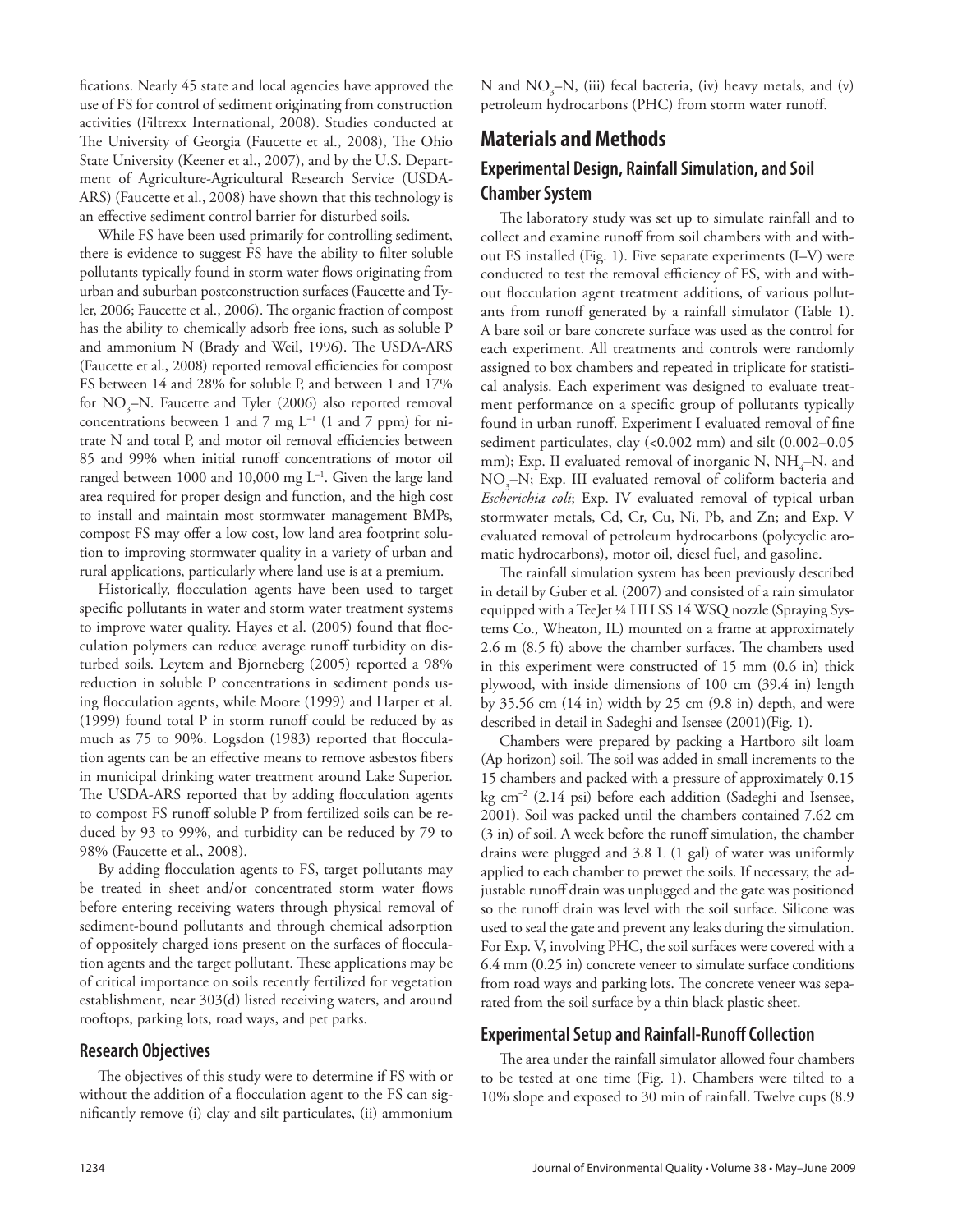fications. Nearly 45 state and local agencies have approved the use of FS for control of sediment originating from construction activities (Filtrexx International, 2008). Studies conducted at The University of Georgia (Faucette et al., 2008), The Ohio State University (Keener et al., 2007), and by the U.S. Department of Agriculture-Agricultural Research Service (USDA-ARS) (Faucette et al., 2008) have shown that this technology is an effective sediment control barrier for disturbed soils.

While FS have been used primarily for controlling sediment, there is evidence to suggest FS have the ability to filter soluble pollutants typically found in storm water flows originating from urban and suburban postconstruction surfaces (Faucette and Tyler, 2006; Faucette et al., 2006). The organic fraction of compost has the ability to chemically adsorb free ions, such as soluble P and ammonium N (Brady and Weil, 1996). The USDA-ARS (Faucette et al., 2008) reported removal efficiencies for compost FS between 14 and 28% for soluble P, and between 1 and 17% for $NO_3$–N. Faucette and Tyler (2006) also reported removal concentrations between 1 and 7 mg $L^{-1}$ (1 and 7 ppm) for nitrate N and total P, and motor oil removal efficiencies between 85 and 99% when initial runoff concentrations of motor oil ranged between 1000 and 10,000 mg $L^{-1}$. Given the large land area required for proper design and function, and the high cost to install and maintain most stormwater management BMPs, compost FS may offer a low cost, low land area footprint solution to improving stormwater quality in a variety of urban and rural applications, particularly where land use is at a premium.

Historically, flocculation agents have been used to target specific pollutants in water and storm water treatment systems to improve water quality. Hayes et al. (2005) found that flocculation polymers can reduce average runoff turbidity on disturbed soils. Leytem and Bjorneberg (2005) reported a 98% reduction in soluble P concentrations in sediment ponds using flocculation agents, while Moore (1999) and Harper et al. (1999) found total P in storm runoff could be reduced by as much as 75 to 90%. Logsdon (1983) reported that flocculation agents can be an effective means to remove asbestos fibers in municipal drinking water treatment around Lake Superior. The USDA-ARS reported that by adding flocculation agents to compost FS runoff soluble P from fertilized soils can be reduced by 93 to 99%, and turbidity can be reduced by 79 to 98% (Faucette et al., 2008).

By adding flocculation agents to FS, target pollutants may be treated in sheet and/or concentrated storm water flows before entering receiving waters through physical removal of sediment-bound pollutants and through chemical adsorption of oppositely charged ions present on the surfaces of flocculation agents and the target pollutant. These applications may be of critical importance on soils recently fertilized for vegetation establishment, near 303(d) listed receiving waters, and around rooftops, parking lots, road ways, and pet parks.

### Research Objectives

The objectives of this study were to determine if FS with or without the addition of a flocculation agent to the FS can significantly remove (i) clay and silt particulates, (ii) ammonium N and $NO_3$–N, (iii) fecal bacteria, (iv) heavy metals, and (v) petroleum hydrocarbons (PHC) from storm water runoff.

## Materials and Methods

### Experimental Design, Rainfall Simulation, and Soil Chamber System

The laboratory study was set up to simulate rainfall and to collect and examine runoff from soil chambers with and without FS installed (Fig. 1). Five separate experiments (I–V) were conducted to test the removal efficiency of FS, with and without flocculation agent treatment additions, of various pollutants from runoff generated by a rainfall simulator (Table 1). A bare soil or bare concrete surface was used as the control for each experiment. All treatments and controls were randomly assigned to box chambers and repeated in triplicate for statistical analysis. Each experiment was designed to evaluate treatment performance on a specific group of pollutants typically found in urban runoff. Experiment I evaluated removal of fine sediment particulates, clay (<0.002 mm) and silt (0.002–0.05 mm); Exp. II evaluated removal of inorganic N, $NH_4$–N, and $NO_3$–N; Exp. III evaluated removal of coliform bacteria and *Escherichia coli*; Exp. IV evaluated removal of typical urban stormwater metals, Cd, Cr, Cu, Ni, Pb, and Zn; and Exp. V evaluated removal of petroleum hydrocarbons (polycyclic aromatic hydrocarbons), motor oil, diesel fuel, and gasoline.

The rainfall simulation system has been previously described in detail by Guber et al. (2007) and consisted of a rain simulator equipped with a TeeJet ¼ HH SS 14 WSQ nozzle (Spraying Systems Co., Wheaton, IL) mounted on a frame at approximately 2.6 m (8.5 ft) above the chamber surfaces. The chambers used in this experiment were constructed of 15 mm (0.6 in) thick plywood, with inside dimensions of 100 cm (39.4 in) length by 35.56 cm (14 in) width by 25 cm (9.8 in) depth, and were described in detail in Sadeghi and Isensee (2001)(Fig. 1).

Chambers were prepared by packing a Hartboro silt loam (Ap horizon) soil. The soil was added in small increments to the 15 chambers and packed with a pressure of approximately 0.15 kg $cm^{-2}$ (2.14 psi) before each addition (Sadeghi and Isensee, 2001). Soil was packed until the chambers contained 7.62 cm (3 in) of soil. A week before the runoff simulation, the chamber drains were plugged and 3.8 L (1 gal) of water was uniformly applied to each chamber to prewet the soils. If necessary, the adjustable runoff drain was unplugged and the gate was positioned so the runoff drain was level with the soil surface. Silicone was used to seal the gate and prevent any leaks during the simulation. For Exp. V, involving PHC, the soil surfaces were covered with a 6.4 mm (0.25 in) concrete veneer to simulate surface conditions from road ways and parking lots. The concrete veneer was separated from the soil surface by a thin black plastic sheet.

### Experimental Setup and Rainfall-Runoff Collection

The area under the rainfall simulator allowed four chambers to be tested at one time (Fig. 1). Chambers were tilted to a 10% slope and exposed to 30 min of rainfall. Twelve cups (8.9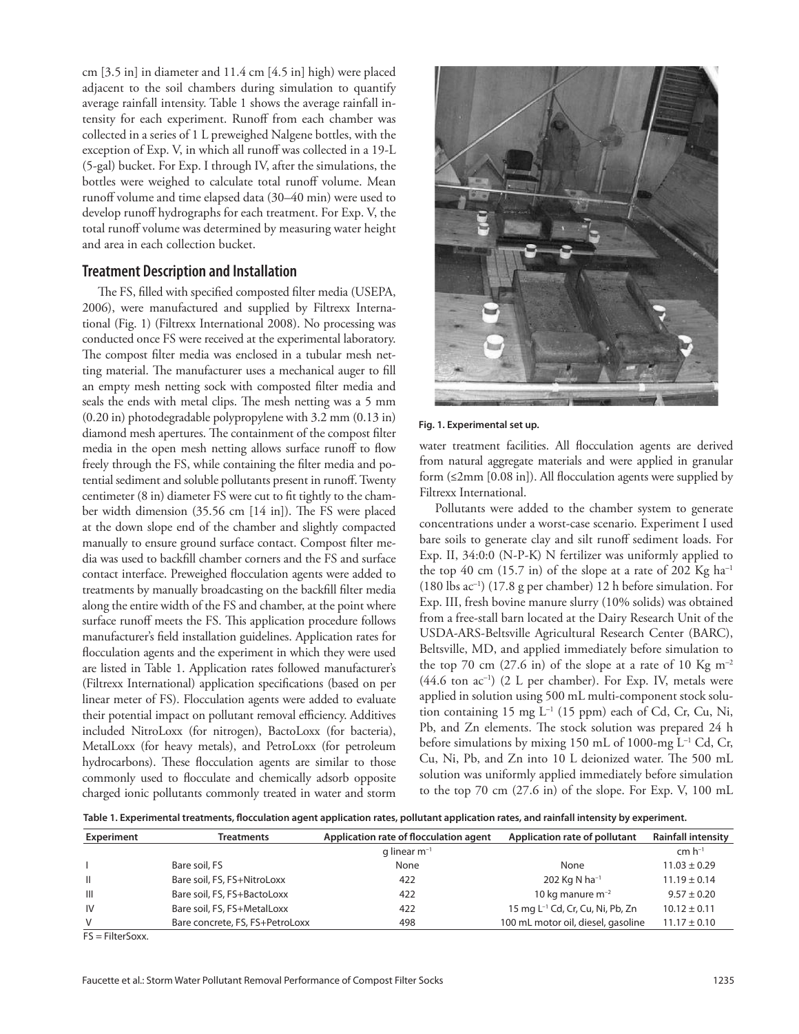cm [3.5 in] in diameter and 11.4 cm [4.5 in] high) were placed adjacent to the soil chambers during simulation to quantify average rainfall intensity. Table 1 shows the average rainfall intensity for each experiment. Runoff from each chamber was collected in a series of 1 L preweighed Nalgene bottles, with the exception of Exp. V, in which all runoff was collected in a 19-L (5-gal) bucket. For Exp. I through IV, after the simulations, the bottles were weighed to calculate total runoff volume. Mean runoff volume and time elapsed data (30–40 min) were used to develop runoff hydrographs for each treatment. For Exp. V, the total runoff volume was determined by measuring water height and area in each collection bucket.

## Treatment Description and Installation

The FS, filled with specified composted filter media (USEPA, 2006), were manufactured and supplied by Filtrexx International (Fig. 1) (Filtrexx International 2008). No processing was conducted once FS were received at the experimental laboratory. The compost filter media was enclosed in a tubular mesh netting material. The manufacturer uses a mechanical auger to fill an empty mesh netting sock with composted filter media and seals the ends with metal clips. The mesh netting was a 5 mm (0.20 in) photodegradable polypropylene with 3.2 mm (0.13 in) diamond mesh apertures. The containment of the compost filter media in the open mesh netting allows surface runoff to flow freely through the FS, while containing the filter media and potential sediment and soluble pollutants present in runoff. Twenty centimeter (8 in) diameter FS were cut to fit tightly to the chamber width dimension (35.56 cm [14 in]). The FS were placed at the down slope end of the chamber and slightly compacted manually to ensure ground surface contact. Compost filter media was used to backfill chamber corners and the FS and surface contact interface. Preweighed flocculation agents were added to treatments by manually broadcasting on the backfill filter media along the entire width of the FS and chamber, at the point where surface runoff meets the FS. This application procedure follows manufacturer's field installation guidelines. Application rates for flocculation agents and the experiment in which they were used are listed in Table 1. Application rates followed manufacturer's (Filtrexx International) application specifications (based on per linear meter of FS). Flocculation agents were added to evaluate their potential impact on pollutant removal efficiency. Additives included NitroLoxx (for nitrogen), BactoLoxx (for bacteria), MetalLoxx (for heavy metals), and PetroLoxx (for petroleum hydrocarbons). These flocculation agents are similar to those commonly used to flocculate and chemically adsorb opposite charged ionic pollutants commonly treated in water and storm water treatment facilities. All flocculation agents are derived from natural aggregate materials and were applied in granular form (≤2mm [0.08 in]). All flocculation agents were supplied by Filtrexx International.

**Fig. 1. Experimental set up.**

Pollutants were added to the chamber system to generate concentrations under a worst-case scenario. Experiment I used bare soils to generate clay and silt runoff sediment loads. For Exp. II, 34:0:0 (N-P-K) N fertilizer was uniformly applied to the top 40 cm (15.7 in) of the slope at a rate of 202 Kg ha$^{-1}$ (180 lbs ac$^{-1}$) (17.8 g per chamber) 12 h before simulation. For Exp. III, fresh bovine manure slurry (10% solids) was obtained from a free-stall barn located at the Dairy Research Unit of the USDA-ARS-Beltsville Agricultural Research Center (BARC), Beltsville, MD, and applied immediately before simulation to the top 70 cm (27.6 in) of the slope at a rate of 10 Kg m$^{-2}$ (44.6 ton ac$^{-1}$) (2 L per chamber). For Exp. IV, metals were applied in solution using 500 mL multi-component stock solution containing 15 mg L$^{-1}$ (15 ppm) each of Cd, Cr, Cu, Ni, Pb, and Zn elements. The stock solution was prepared 24 h before simulations by mixing 150 mL of 1000-mg L$^{-1}$ Cd, Cr, Cu, Ni, Pb, and Zn into 10 L deionized water. The 500 mL solution was uniformly applied immediately before simulation to the top 70 cm (27.6 in) of the slope. For Exp. V, 100 mL

**Table 1. Experimental treatments, flocculation agent application rates, pollutant application rates, and rainfall intensity by experiment.**

| Experiment | Treatments | Application rate of flocculation agent | Application rate of pollutant | Rainfall intensity |
|---|---|---|---|---|
| | | g linear m$^{-1}$ | | cm h$^{-1}$ |
| I | Bare soil, FS | None | None | 11.03 ± 0.29 |
| II | Bare soil, FS, FS+NitroLoxx | 422 | 202 Kg N ha$^{-1}$ | 11.19 ± 0.14 |
| III | Bare soil, FS, FS+BactoLoxx | 422 | 10 kg manure m$^{-2}$ | 9.57 ± 0.20 |
| IV | Bare soil, FS, FS+MetalLoxx | 422 | 15 mg L$^{-1}$ Cd, Cr, Cu, Ni, Pb, Zn | 10.12 ± 0.11 |
| V | Bare concrete, FS, FS+PetroLoxx | 498 | 100 mL motor oil, diesel, gasoline | 11.17 ± 0.10 |

FS = FilterSoxx.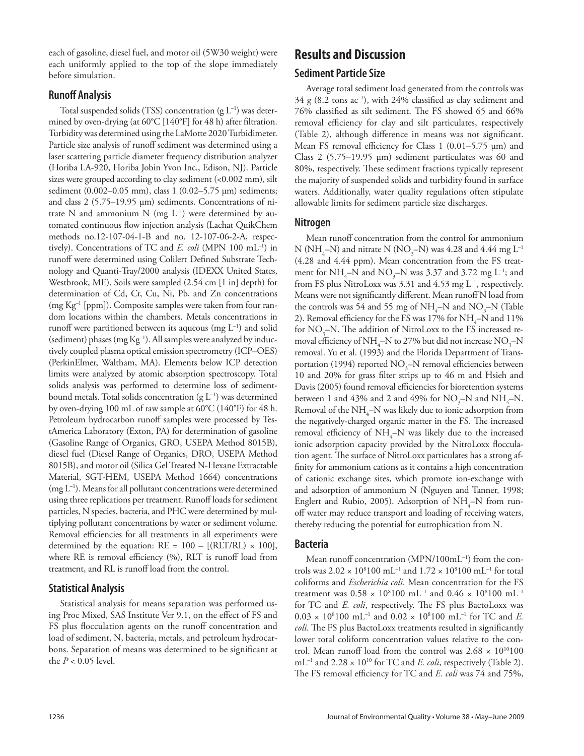each of gasoline, diesel fuel, and motor oil (5W30 weight) were each uniformly applied to the top of the slope immediately before simulation.

### Runoff Analysis

Total suspended solids (TSS) concentration (g $L^{-1}$) was determined by oven-drying (at 60°C [140°F] for 48 h) after filtration. Turbidity was determined using the LaMotte 2020 Turbidimeter. Particle size analysis of runoff sediment was determined using a laser scattering particle diameter frequency distribution analyzer (Horiba LA-920, Horiba Jobin Yvon Inc., Edison, NJ). Particle sizes were grouped according to clay sediment (<0.002 mm), silt sediment (0.002–0.05 mm), class 1 (0.02–5.75 µm) sediments; and class 2 (5.75–19.95 µm) sediments. Concentrations of nitrate N and ammonium N (mg $L^{-1}$) were determined by automated continuous flow injection analysis (Lachat QuikChem methods no.12-107-04-1-B and no. 12-107-06-2-A, respectively). Concentrations of TC and *E. coli* (MPN 100 $mL^{-1}$) in runoff were determined using Colilert Defined Substrate Technology and Quanti-Tray/2000 analysis (IDEXX United States, Westbrook, ME). Soils were sampled (2.54 cm [1 in] depth) for determination of Cd, Cr, Cu, Ni, Pb, and Zn concentrations (mg $Kg^{-1}$ [ppm]). Composite samples were taken from four random locations within the chambers. Metals concentrations in runoff were partitioned between its aqueous (mg $L^{-1}$) and solid (sediment) phases (mg $Kg^{-1}$). All samples were analyzed by inductively coupled plasma optical emission spectrometry (ICP–OES) (PerkinElmer, Waltham, MA). Elements below ICP detection limits were analyzed by atomic absorption spectroscopy. Total solids analysis was performed to determine loss of sediment-bound metals. Total solids concentration (g $L^{-1}$) was determined by oven-drying 100 mL of raw sample at 60°C (140°F) for 48 h. Petroleum hydrocarbon runoff samples were processed by TestAmerica Laboratory (Exton, PA) for determination of gasoline (Gasoline Range of Organics, GRO, USEPA Method 8015B), diesel fuel (Diesel Range of Organics, DRO, USEPA Method 8015B), and motor oil (Silica Gel Treated N-Hexane Extractable Material, SGT-HEM, USEPA Method 1664) concentrations (mg $L^{-1}$). Means for all pollutant concentrations were determined using three replications per treatment. Runoff loads for sediment particles, N species, bacteria, and PHC were determined by multiplying pollutant concentrations by water or sediment volume. Removal efficiencies for all treatments in all experiments were determined by the equation: $RE = 100 - [(RLT/RL) \times 100]$, where RE is removal efficiency (%), RLT is runoff load from treatment, and RL is runoff load from the control.

### Statistical Analysis

Statistical analysis for means separation was performed using Proc Mixed, SAS Institute Ver 9.1, on the effect of FS and FS plus flocculation agents on the runoff concentration and load of sediment, N, bacteria, metals, and petroleum hydrocarbons. Separation of means was determined to be significant at the $P < 0.05$ level.

## Results and Discussion

### Sediment Particle Size

Average total sediment load generated from the controls was 34 g (8.2 tons $ac^{-1}$), with 24% classified as clay sediment and 76% classified as silt sediment. The FS showed 65 and 66% removal efficiency for clay and silt particulates, respectively (Table 2), although difference in means was not significant. Mean FS removal efficiency for Class 1 (0.01–5.75 µm) and Class 2 (5.75–19.95 µm) sediment particulates was 60 and 80%, respectively. These sediment fractions typically represent the majority of suspended solids and turbidity found in surface waters. Additionally, water quality regulations often stipulate allowable limits for sediment particle size discharges.

### Nitrogen

Mean runoff concentration from the control for ammonium N ($NH_4$–N) and nitrate N ($NO_3$–N) was 4.28 and 4.44 mg $L^{-1}$ (4.28 and 4.44 ppm). Mean concentration from the FS treatment for $NH_4$–N and $NO_3$–N was 3.37 and 3.72 mg $L^{-1}$; and from FS plus NitroLoxx was 3.31 and 4.53 mg $L^{-1}$, respectively. Means were not significantly different. Mean runoff N load from the controls was 54 and 55 mg of $NH_4$–N and $NO_3$–N (Table 2). Removal efficiency for the FS was 17% for $NH_4$–N and 11% for $NO_3$–N. The addition of NitroLoxx to the FS increased removal efficiency of $NH_4$–N to 27% but did not increase $NO_3$–N removal. Yu et al. (1993) and the Florida Department of Transportation (1994) reported $NO_3$–N removal efficiencies between 10 and 20% for grass filter strips up to 46 m and Hsieh and Davis (2005) found removal efficiencies for bioretention systems between 1 and 43% and 2 and 49% for $NO_3$–N and $NH_4$–N. Removal of the $NH_4$–N was likely due to ionic adsorption from the negatively-charged organic matter in the FS. The increased removal efficiency of $NH_4$–N was likely due to the increased ionic adsorption capacity provided by the NitroLoxx flocculation agent. The surface of NitroLoxx particulates has a strong affinity for ammonium cations as it contains a high concentration of cationic exchange sites, which promote ion-exchange with and adsorption of ammonium N (Nguyen and Tanner, 1998; Englert and Rubio, 2005). Adsorption of $NH_4$–N from runoff water may reduce transport and loading of receiving waters, thereby reducing the potential for eutrophication from N.

### Bacteria

Mean runoff concentration (MPN/100$mL^{-1}$) from the controls was $2.02 \times 10^8$100 $mL^{-1}$ and $1.72 \times 10^8$100 $mL^{-1}$ for total coliforms and *Escherichia coli*. Mean concentration for the FS treatment was $0.58 \times 10^8$100 $mL^{-1}$ and $0.46 \times 10^8$100 $mL^{-1}$ for TC and *E. coli*, respectively. The FS plus BactoLoxx was $0.03 \times 10^8$100 $mL^{-1}$ and $0.02 \times 10^8$100 $mL^{-1}$ for TC and *E. coli*. The FS plus BactoLoxx treatments resulted in significantly lower total coliform concentration values relative to the control. Mean runoff load from the control was $2.68 \times 10^{10}$100 $mL^{-1}$ and $2.28 \times 10^{10}$ for TC and *E. coli*, respectively (Table 2). The FS removal efficiency for TC and *E. coli* was 74 and 75%,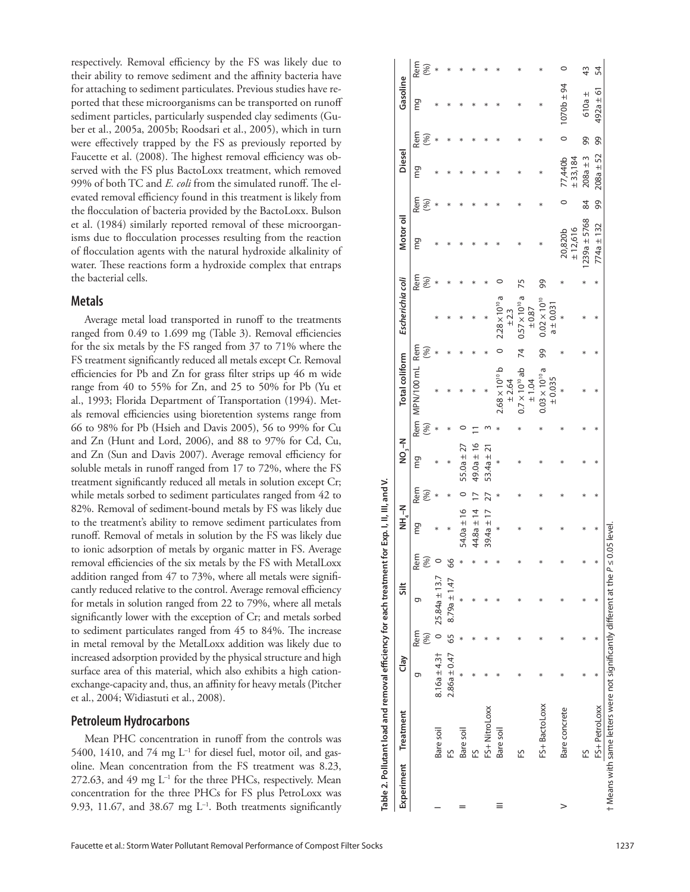respectively. Removal efficiency by the FS was likely due to their ability to remove sediment and the affinity bacteria have for attaching to sediment particulates. Previous studies have reported that these microorganisms can be transported on runoff sediment particles, particularly suspended clay sediments (Guber et al., 2005a, 2005b; Roodsari et al., 2005), which in turn were effectively trapped by the FS as previously reported by Faucette et al. (2008). The highest removal efficiency was observed with the FS plus BactoLoxx treatment, which removed 99% of both TC and *E. coli* from the simulated runoff. The elevated removal efficiency found in this treatment is likely from the flocculation of bacteria provided by the BactoLoxx. Bulson et al. (1984) similarly reported removal of these microorganisms due to flocculation processes resulting from the reaction of flocculation agents with the natural hydroxide alkalinity of water. These reactions form a hydroxide complex that entraps the bacterial cells.

## Metals

Average metal load transported in runoff to the treatments ranged from 0.49 to 1.699 mg (Table 3). Removal efficiencies for the six metals by the FS ranged from 37 to 71% where the FS treatment significantly reduced all metals except Cr. Removal efficiencies for Pb and Zn for grass filter strips up 46 m wide range from 40 to 55% for Zn, and 25 to 50% for Pb (Yu et al., 1993; Florida Department of Transportation (1994). Metals removal efficiencies using bioretention systems range from 66 to 98% for Pb (Hsieh and Davis 2005), 56 to 99% for Cu and Zn (Hunt and Lord, 2006), and 88 to 97% for Cd, Cu, and Zn (Sun and Davis 2007). Average removal efficiency for soluble metals in runoff ranged from 17 to 72%, where the FS treatment significantly reduced all metals in solution except Cr; while metals sorbed to sediment particulates ranged from 42 to 82%. Removal of sediment-bound metals by FS was likely due to the treatment's ability to remove sediment particulates from runoff. Removal of metals in solution by the FS was likely due to ionic adsorption of metals by organic matter in FS. Average removal efficiencies of the six metals by the FS with MetalLoxx addition ranged from 47 to 73%, where all metals were significantly reduced relative to the control. Average removal efficiency for metals in solution ranged from 22 to 79%, where all metals significantly lower with the exception of Cr; and metals sorbed to sediment particulates ranged from 45 to 84%. The increase in metal removal by the MetalLoxx addition was likely due to increased adsorption provided by the physical structure and high surface area of this material, which also exhibits a high cation-exchange-capacity and, thus, an affinity for heavy metals (Pitcher et al., 2004; Widiastuti et al., 2008).

## Petroleum Hydrocarbons

Mean PHC concentration in runoff from the controls was 5400, 1410, and 74 mg $L^{-1}$ for diesel fuel, motor oil, and gasoline. Mean concentration from the FS treatment was 8.23, 272.63, and 49 mg $L^{-1}$ for the three PHCs, respectively. Mean concentration for the three PHCs for FS plus PetroLoxx was 9.93, 11.67, and 38.67 mg $L^{-1}$. Both treatments significantly

**Table 2. Pollutant load and removal efficiency for each treatment for Exp. I, II, III, and V.**

| Experiment | Treatment | Clay | | Silt | | $NH_4$–N | | $NO_3$–N | | Total coliform | | *Escherichia coli* | | Motor oil | | Diesel | | Gasoline | |
|---|---|---|---|---|---|---|---|---|---|---|---|---|---|---|---|---|---|---|---|
| | | g | Rem (%) | g | Rem (%) | mg | Rem (%) | mg | Rem (%) | MPN/100 mL | Rem (%) | | Rem (%) | mg | Rem (%) | mg | Rem (%) | mg | Rem (%) |
| I | Bare soil | 8.16a ± 4.3† | 0 | 25.84a ± 13.7 | 0 | * | * | * | * | * | * | * | * | * | * | * | * | * | * |
| | FS | 2.86a ± 0.47 | 65 | 8.79a ± 1.47 | 66 | * | * | * | * | * | * | * | * | * | * | * | * | * | * |
| II | Bare soil | * | * | * | * | 54.0a ± 16 | 0 | 55.0a ± 27 | 0 | * | * | * | * | * | * | * | * | * | * |
| | FS | * | * | * | * | 44.8a ± 14 | 17 | 49.0a ± 16 | 11 | * | * | * | * | * | * | * | * | * | * |
| | FS+ NitroLoxx | * | * | * | * | 39.4a ± 17 | 27 | 53.4a ± 21 | 3 | * | * | * | * | * | * | * | * | * | * |
| III | Bare soil | * | * | * | * | * | * | * | * | $2.68 \times 10^{10}$ b ± 2.64 | 0 | $2.28 \times 10^{10}$ a ± 2.3 | 0 | * | * | * | * | * | * |
| | FS | * | * | * | * | * | * | * | * | $0.7 \times 10^{10}$ ab ± 1.04 | 74 | $0.57 \times 10^{10}$ a ± 0.87 | 75 | * | * | * | * | * | * |
| | FS+ BactoLoxx | * | * | * | * | * | * | * | * | $0.03 \times 10^{10}$ a ± 0.035 | 99 | $0.02 \times 10^{10}$ a ± 0.031 | 99 | * | * | * | * | * | * |
| V | Bare concrete | * | * | * | * | * | * | * | * | * | * | * | * | 20,820b ± 12,616 | 0 | 77,440b ± 33,184 | 0 | 1070b ± 94 | 0 |
| | FS | * | * | * | * | * | * | * | * | * | * | * | * | 1239a ± 5768 | 84 | 208a ± 3 | 99 | 610a ± | 43 |
| | FS+ PetroLoxx | * | * | * | * | * | * | * | * | * | * | * | * | 774a ± 132 | 99 | 208a ± 52 | 99 | 492a ± 61 | 54 |

† Means with same letters were not significantly different at the $P \le 0.05$ level.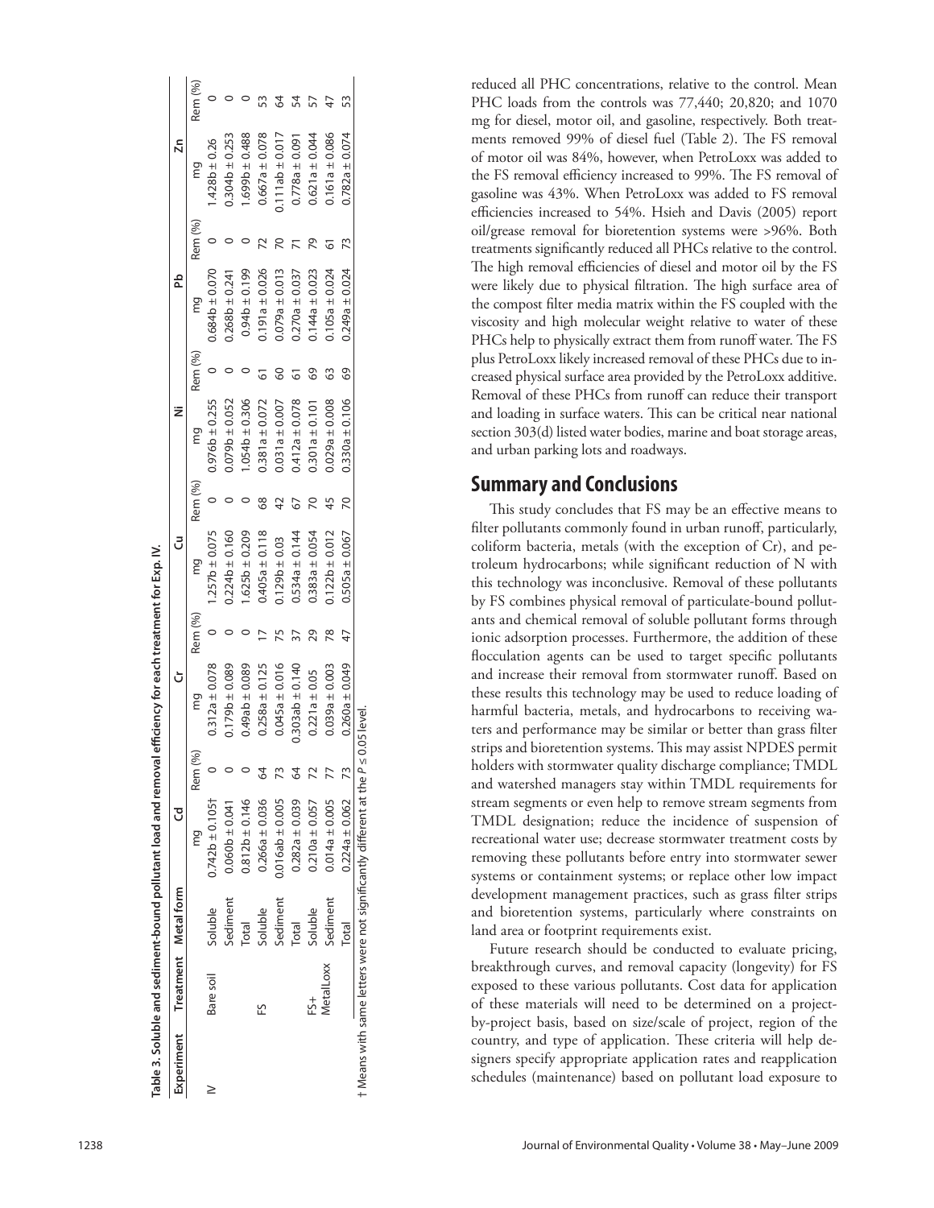**Table 3. Soluble and sediment-bound pollutant load and removal efficiency for each treatment for Exp. IV.**

| Experiment | Treatment | Metal form | Cd | | Cr | | Cu | | Ni | | Pb | | Zn | |
|---|---|---|---|---|---|---|---|---|---|---|---|---|---|---|
| | | | mg | Rem (%) | mg | Rem (%) | mg | Rem (%) | mg | Rem (%) | mg | Rem (%) | mg | Rem (%) |
| IV | Bare soil | Soluble | 0.742b ± 0.105† | 0 | 0.312a ± 0.078 | 0 | 1.257b ± 0.075 | 0 | 0.976b ± 0.255 | 0 | 0.684b ± 0.070 | 0 | 1.428b ± 0.26 | 0 |
| | | Sediment | 0.060b ± 0.041 | 0 | 0.179b ± 0.089 | 0 | 0.224b ± 0.160 | 0 | 0.079b ± 0.052 | 0 | 0.268b ± 0.241 | 0 | 0.304b ± 0.253 | 0 |
| | | Total | 0.812b ± 0.146 | 0 | 0.49ab ± 0.089 | 0 | 1.625b ± 0.209 | 0 | 1.054b ± 0.306 | 0 | 0.94b ± 0.199 | 0 | 1.699b ± 0.488 | 0 |
| | FS | Soluble | 0.266a ± 0.036 | 64 | 0.258a ± 0.125 | 17 | 0.405a ± 0.118 | 68 | 0.381a ± 0.072 | 61 | 0.191a ± 0.026 | 72 | 0.667a ± 0.078 | 53 |
| | | Sediment | 0.016ab ± 0.005 | 73 | 0.045a ± 0.016 | 75 | 0.129b ± 0.03 | 42 | 0.031a ± 0.007 | 60 | 0.079a ± 0.013 | 70 | 0.111ab ± 0.017 | 64 |
| | | Total | 0.282a ± 0.039 | 64 | 0.303ab ± 0.140 | 37 | 0.534a ± 0.144 | 67 | 0.412a ± 0.078 | 61 | 0.270a ± 0.037 | 71 | 0.778a ± 0.091 | 54 |
| | FS+ MetalLoxx | Soluble | 0.210a ± 0.057 | 72 | 0.221a ± 0.05 | 29 | 0.383a ± 0.054 | 70 | 0.301a ± 0.101 | 69 | 0.144a ± 0.023 | 79 | 0.621a ± 0.044 | 57 |
| | | Sediment | 0.014a ± 0.005 | 77 | 0.039a ± 0.003 | 78 | 0.122b ± 0.012 | 45 | 0.029a ± 0.008 | 63 | 0.105a ± 0.024 | 61 | 0.161a ± 0.086 | 47 |
| | | Total | 0.224a ± 0.062 | 73 | 0.260a ± 0.049 | 47 | 0.505a ± 0.067 | 70 | 0.330a ± 0.106 | 69 | 0.249a ± 0.024 | 73 | 0.782a ± 0.074 | 53 |

† Means with same letters were not significantly different at the $P \leq 0.05$ level.

reduced all PHC concentrations, relative to the control. Mean PHC loads from the controls was 77,440; 20,820; and 1070 mg for diesel, motor oil, and gasoline, respectively. Both treatments removed 99% of diesel fuel (Table 2). The FS removal of motor oil was 84%, however, when PetroLoxx was added to the FS removal efficiency increased to 99%. The FS removal of gasoline was 43%. When PetroLoxx was added to FS removal efficiencies increased to 54%. Hsieh and Davis (2005) report oil/grease removal for bioretention systems were >96%. Both treatments significantly reduced all PHCs relative to the control. The high removal efficiencies of diesel and motor oil by the FS were likely due to physical filtration. The high surface area of the compost filter media matrix within the FS coupled with the viscosity and high molecular weight relative to water of these PHCs help to physically extract them from runoff water. The FS plus PetroLoxx likely increased removal of these PHCs due to increased physical surface area provided by the PetroLoxx additive. Removal of these PHCs from runoff can reduce their transport and loading in surface waters. This can be critical near national section 303(d) listed water bodies, marine and boat storage areas, and urban parking lots and roadways.

## Summary and Conclusions

This study concludes that FS may be an effective means to filter pollutants commonly found in urban runoff, particularly, coliform bacteria, metals (with the exception of Cr), and petroleum hydrocarbons; while significant reduction of N with this technology was inconclusive. Removal of these pollutants by FS combines physical removal of particulate-bound pollutants and chemical removal of soluble pollutant forms through ionic adsorption processes. Furthermore, the addition of these flocculation agents can be used to target specific pollutants and increase their removal from stormwater runoff. Based on these results this technology may be used to reduce loading of harmful bacteria, metals, and hydrocarbons to receiving waters and performance may be similar or better than grass filter strips and bioretention systems. This may assist NPDES permit holders with stormwater quality discharge compliance; TMDL and watershed managers stay within TMDL requirements for stream segments or even help to remove stream segments from TMDL designation; reduce the incidence of suspension of recreational water use; decrease stormwater treatment costs by removing these pollutants before entry into stormwater sewer systems or containment systems; or replace other low impact development management practices, such as grass filter strips and bioretention systems, particularly where constraints on land area or footprint requirements exist.

Future research should be conducted to evaluate pricing, breakthrough curves, and removal capacity (longevity) for FS exposed to these various pollutants. Cost data for application of these materials will need to be determined on a project-by-project basis, based on size/scale of project, region of the country, and type of application. These criteria will help designers specify appropriate application rates and reapplication schedules (maintenance) based on pollutant load exposure to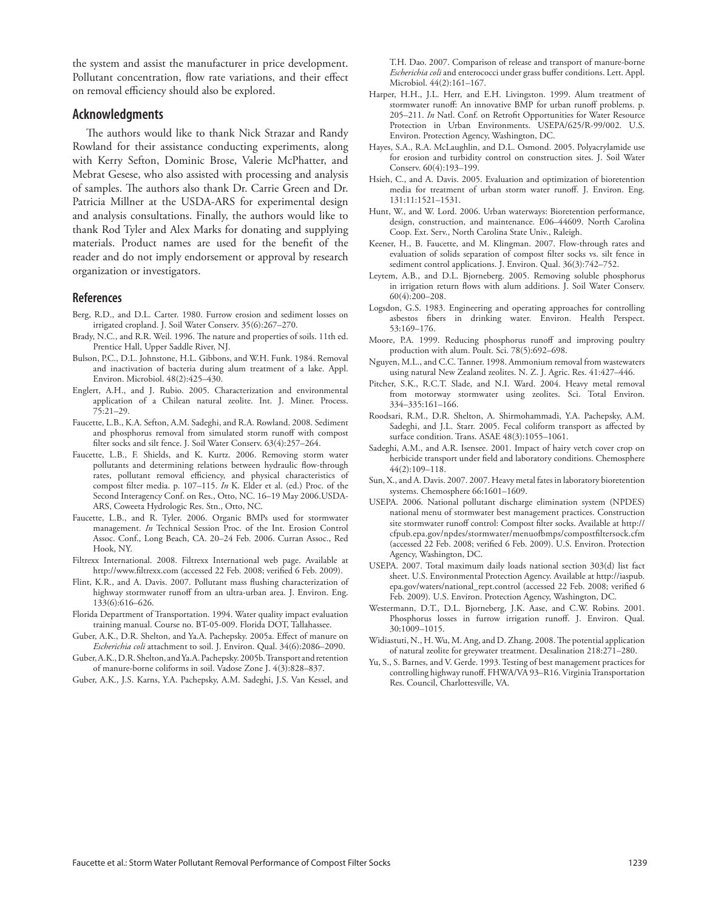the system and assist the manufacturer in price development. Pollutant concentration, flow rate variations, and their effect on removal efficiency should also be explored.

## Acknowledgments

The authors would like to thank Nick Strazar and Randy Rowland for their assistance conducting experiments, along with Kerry Sefton, Dominic Brose, Valerie McPhatter, and Mebrat Gesese, who also assisted with processing and analysis of samples. The authors also thank Dr. Carrie Green and Dr. Patricia Millner at the USDA-ARS for experimental design and analysis consultations. Finally, the authors would like to thank Rod Tyler and Alex Marks for donating and supplying materials. Product names are used for the benefit of the reader and do not imply endorsement or approval by research organization or investigators.

## References

Berg, R.D., and D.L. Carter. 1980. Furrow erosion and sediment losses on irrigated cropland. J. Soil Water Conserv. 35(6):267–270.

Brady, N.C., and R.R. Weil. 1996. The nature and properties of soils. 11th ed. Prentice Hall, Upper Saddle River, NJ.

Bulson, P.C., D.L. Johnstone, H.L. Gibbons, and W.H. Funk. 1984. Removal and inactivation of bacteria during alum treatment of a lake. Appl. Environ. Microbiol. 48(2):425–430.

Englert, A.H., and J. Rubio. 2005. Characterization and environmental application of a Chilean natural zeolite. Int. J. Miner. Process. 75:21–29.

Faucette, L.B., K.A. Sefton, A.M. Sadeghi, and R.A. Rowland. 2008. Sediment and phosphorus removal from simulated storm runoff with compost filter socks and silt fence. J. Soil Water Conserv. 63(4):257–264.

Faucette, L.B., F. Shields, and K. Kurtz. 2006. Removing storm water pollutants and determining relations between hydraulic flow-through rates, pollutant removal efficiency, and physical characteristics of compost filter media. p. 107–115. *In* K. Elder et al. (ed.) Proc. of the Second Interagency Conf. on Res., Otto, NC. 16–19 May 2006.USDA-ARS, Coweeta Hydrologic Res. Stn., Otto, NC.

Faucette, L.B., and R. Tyler. 2006. Organic BMPs used for stormwater management. *In* Technical Session Proc. of the Int. Erosion Control Assoc. Conf., Long Beach, CA. 20–24 Feb. 2006. Curran Assoc., Red Hook, NY.

Filtrexx International. 2008. Filtrexx International web page. Available at http://www.filtrexx.com (accessed 22 Feb. 2008; verified 6 Feb. 2009).

Flint, K.R., and A. Davis. 2007. Pollutant mass flushing characterization of highway stormwater runoff from an ultra-urban area. J. Environ. Eng. 133(6):616–626.

Florida Department of Transportation. 1994. Water quality impact evaluation training manual. Course no. BT-05-009. Florida DOT, Tallahassee.

Guber, A.K., D.R. Shelton, and Ya.A. Pachepsky. 2005a. Effect of manure on *Escherichia coli* attachment to soil. J. Environ. Qual. 34(6):2086–2090.

Guber, A.K., D.R. Shelton, and Ya.A. Pachepsky. 2005b. Transport and retention of manure-borne coliforms in soil. Vadose Zone J. 4(3):828–837.

Guber, A.K., J.S. Karns, Y.A. Pachepsky, A.M. Sadeghi, J.S. Van Kessel, and T.H. Dao. 2007. Comparison of release and transport of manure-borne *Escherichia coli* and enterococci under grass buffer conditions. Lett. Appl. Microbiol. 44(2):161–167.

Harper, H.H., J.L. Herr, and E.H. Livingston. 1999. Alum treatment of stormwater runoff: An innovative BMP for urban runoff problems. p. 205–211. *In* Natl. Conf. on Retrofit Opportunities for Water Resource Protection in Urban Environments. USEPA/625/R-99/002. U.S. Environ. Protection Agency, Washington, DC.

Hayes, S.A., R.A. McLaughlin, and D.L. Osmond. 2005. Polyacrylamide use for erosion and turbidity control on construction sites. J. Soil Water Conserv. 60(4):193–199.

Hsieh, C., and A. Davis. 2005. Evaluation and optimization of bioretention media for treatment of urban storm water runoff. J. Environ. Eng. 131:11:1521–1531.

Hunt, W., and W. Lord. 2006. Urban waterways: Bioretention performance, design, construction, and maintenance. E06–44609. North Carolina Coop. Ext. Serv., North Carolina State Univ., Raleigh.

Keener, H., B. Faucette, and M. Klingman. 2007. Flow-through rates and evaluation of solids separation of compost filter socks vs. silt fence in sediment control applications. J. Environ. Qual. 36(3):742–752.

Leytem, A.B., and D.L. Bjorneberg. 2005. Removing soluble phosphorus in irrigation return flows with alum additions. J. Soil Water Conserv. 60(4):200–208.

Logsdon, G.S. 1983. Engineering and operating approaches for controlling asbestos fibers in drinking water. Environ. Health Perspect. 53:169–176.

Moore, P.A. 1999. Reducing phosphorus runoff and improving poultry production with alum. Poult. Sci. 78(5):692–698.

Nguyen, M.L., and C.C. Tanner. 1998. Ammonium removal from wastewaters using natural New Zealand zeolites. N. Z. J. Agric. Res. 41:427–446.

Pitcher, S.K., R.C.T. Slade, and N.I. Ward. 2004. Heavy metal removal from motorway stormwater using zeolites. Sci. Total Environ. 334–335:161–166.

Roodsari, R.M., D.R. Shelton, A. Shirmohammadi, Y.A. Pachepsky, A.M. Sadeghi, and J.L. Starr. 2005. Fecal coliform transport as affected by surface condition. Trans. ASAE 48(3):1055–1061.

Sadeghi, A.M., and A.R. Isensee. 2001. Impact of hairy vetch cover crop on herbicide transport under field and laboratory conditions. Chemosphere 44(2):109–118.

Sun, X., and A. Davis. 2007. 2007. Heavy metal fates in laboratory bioretention systems. Chemosphere 66:1601–1609.

USEPA. 2006. National pollutant discharge elimination system (NPDES) national menu of stormwater best management practices. Construction site stormwater runoff control: Compost filter socks. Available at http://cfpub.epa.gov/npdes/stormwater/menuofbmps/compostfiltersock.cfm (accessed 22 Feb. 2008; verified 6 Feb. 2009). U.S. Environ. Protection Agency, Washington, DC.

USEPA. 2007. Total maximum daily loads national section 303(d) list fact sheet. U.S. Environmental Protection Agency. Available at http://iaspub.epa.gov/waters/national_rept.control (accessed 22 Feb. 2008; verified 6 Feb. 2009). U.S. Environ. Protection Agency, Washington, DC.

Westermann, D.T., D.L. Bjorneberg, J.K. Aase, and C.W. Robins. 2001. Phosphorus losses in furrow irrigation runoff. J. Environ. Qual. 30:1009–1015.

Widiastuti, N., H. Wu, M. Ang, and D. Zhang. 2008. The potential application of natural zeolite for greywater treatment. Desalination 218:271–280.

Yu, S., S. Barnes, and V. Gerde. 1993. Testing of best management practices for controlling highway runoff. FHWA/VA 93–R16. Virginia Transportation Res. Council, Charlottesville, VA.